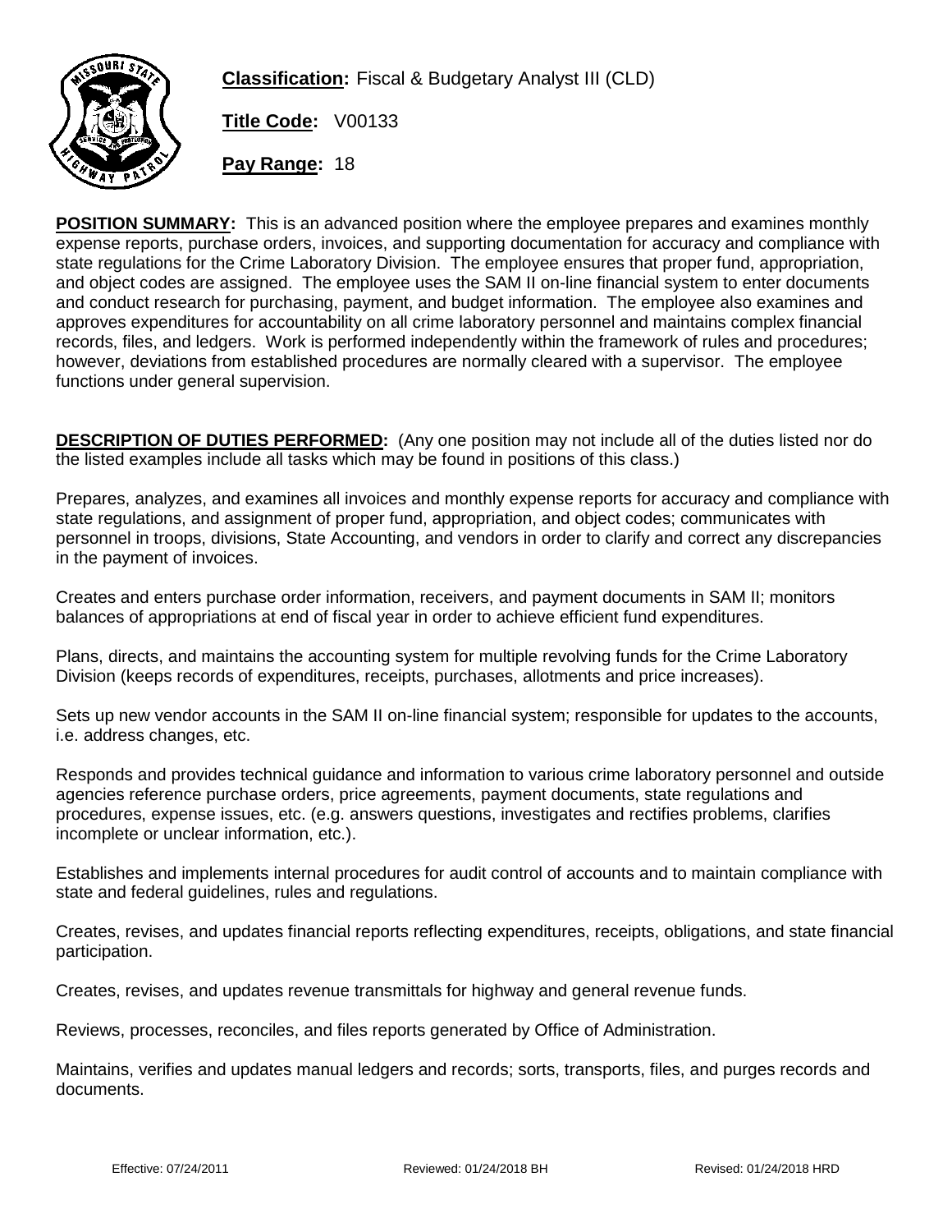**Classification:** Fiscal & Budgetary Analyst III (CLD)

**Title Code:** V00133

**Pay Range:** 18

**POSITION SUMMARY:** This is an advanced position where the employee prepares and examines monthly expense reports, purchase orders, invoices, and supporting documentation for accuracy and compliance with state regulations for the Crime Laboratory Division. The employee ensures that proper fund, appropriation, and object codes are assigned. The employee uses the SAM II on-line financial system to enter documents and conduct research for purchasing, payment, and budget information. The employee also examines and approves expenditures for accountability on all crime laboratory personnel and maintains complex financial records, files, and ledgers. Work is performed independently within the framework of rules and procedures; however, deviations from established procedures are normally cleared with a supervisor. The employee functions under general supervision.

**DESCRIPTION OF DUTIES PERFORMED:** (Any one position may not include all of the duties listed nor do the listed examples include all tasks which may be found in positions of this class.)

Prepares, analyzes, and examines all invoices and monthly expense reports for accuracy and compliance with state regulations, and assignment of proper fund, appropriation, and object codes; communicates with personnel in troops, divisions, State Accounting, and vendors in order to clarify and correct any discrepancies in the payment of invoices.

Creates and enters purchase order information, receivers, and payment documents in SAM II; monitors balances of appropriations at end of fiscal year in order to achieve efficient fund expenditures.

Plans, directs, and maintains the accounting system for multiple revolving funds for the Crime Laboratory Division (keeps records of expenditures, receipts, purchases, allotments and price increases).

Sets up new vendor accounts in the SAM II on-line financial system; responsible for updates to the accounts, i.e. address changes, etc.

Responds and provides technical guidance and information to various crime laboratory personnel and outside agencies reference purchase orders, price agreements, payment documents, state regulations and procedures, expense issues, etc. (e.g. answers questions, investigates and rectifies problems, clarifies incomplete or unclear information, etc.).

Establishes and implements internal procedures for audit control of accounts and to maintain compliance with state and federal guidelines, rules and regulations.

Creates, revises, and updates financial reports reflecting expenditures, receipts, obligations, and state financial participation.

Creates, revises, and updates revenue transmittals for highway and general revenue funds.

Reviews, processes, reconciles, and files reports generated by Office of Administration.

Maintains, verifies and updates manual ledgers and records; sorts, transports, files, and purges records and documents.

Effective: 07/24/2011 Reviewed: 01/24/2018 BH Revised: 01/24/2018 HRD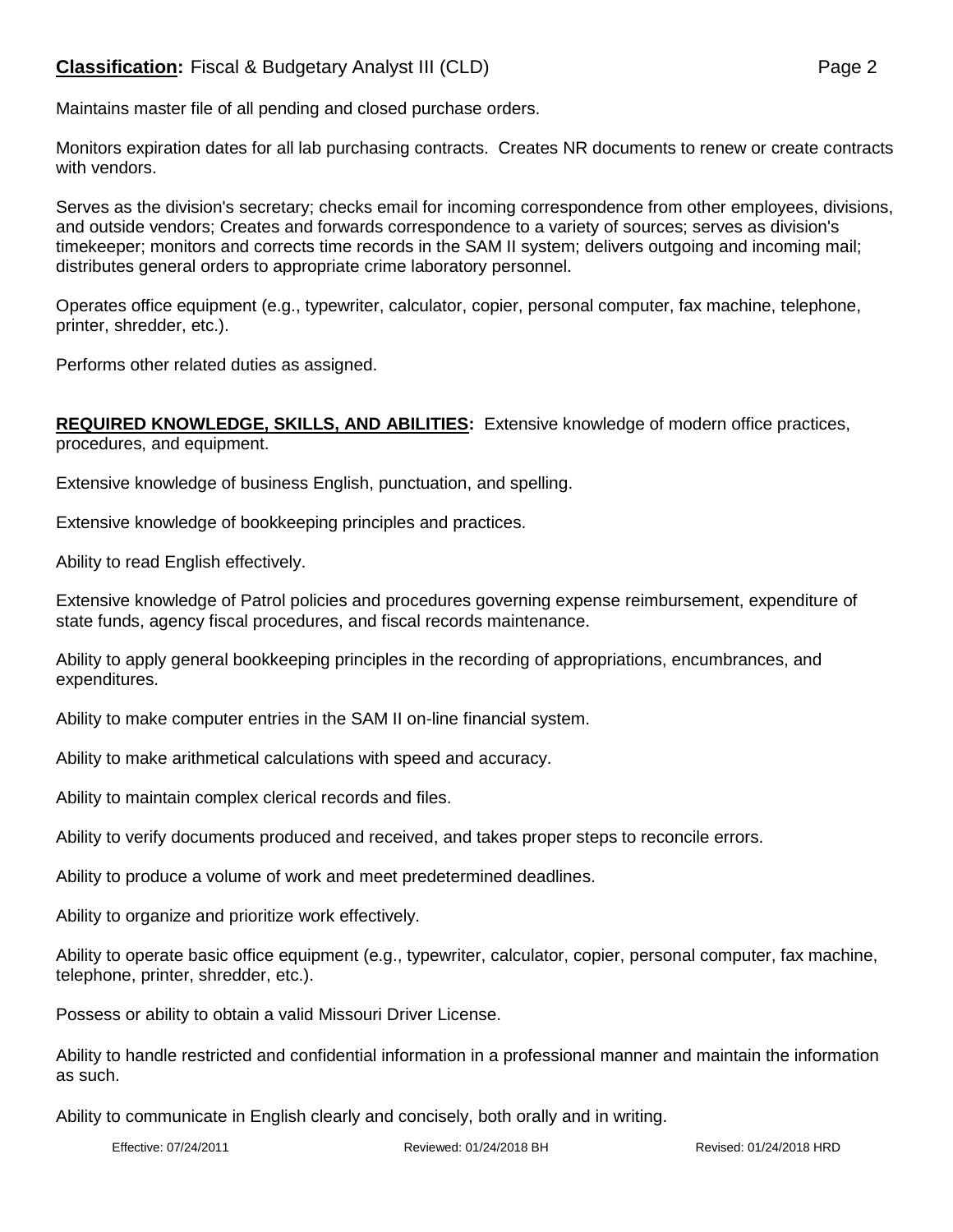Maintains master file of all pending and closed purchase orders.

Monitors expiration dates for all lab purchasing contracts. Creates NR documents to renew or create contracts with vendors.

Serves as the division's secretary; checks email for incoming correspondence from other employees, divisions, and outside vendors; Creates and forwards correspondence to a variety of sources; serves as division's timekeeper; monitors and corrects time records in the SAM II system; delivers outgoing and incoming mail; distributes general orders to appropriate crime laboratory personnel.

Operates office equipment (e.g., typewriter, calculator, copier, personal computer, fax machine, telephone, printer, shredder, etc.).

Performs other related duties as assigned.

**REQUIRED KNOWLEDGE, SKILLS, AND ABILITIES:** Extensive knowledge of modern office practices, procedures, and equipment.

Extensive knowledge of business English, punctuation, and spelling.

Extensive knowledge of bookkeeping principles and practices.

Ability to read English effectively.

Extensive knowledge of Patrol policies and procedures governing expense reimbursement, expenditure of state funds, agency fiscal procedures, and fiscal records maintenance.

Ability to apply general bookkeeping principles in the recording of appropriations, encumbrances, and expenditures.

Ability to make computer entries in the SAM II on-line financial system.

Ability to make arithmetical calculations with speed and accuracy.

Ability to maintain complex clerical records and files.

Ability to verify documents produced and received, and takes proper steps to reconcile errors.

Ability to produce a volume of work and meet predetermined deadlines.

Ability to organize and prioritize work effectively.

Ability to operate basic office equipment (e.g., typewriter, calculator, copier, personal computer, fax machine, telephone, printer, shredder, etc.).

Possess or ability to obtain a valid Missouri Driver License.

Ability to handle restricted and confidential information in a professional manner and maintain the information as such.

Ability to communicate in English clearly and concisely, both orally and in writing.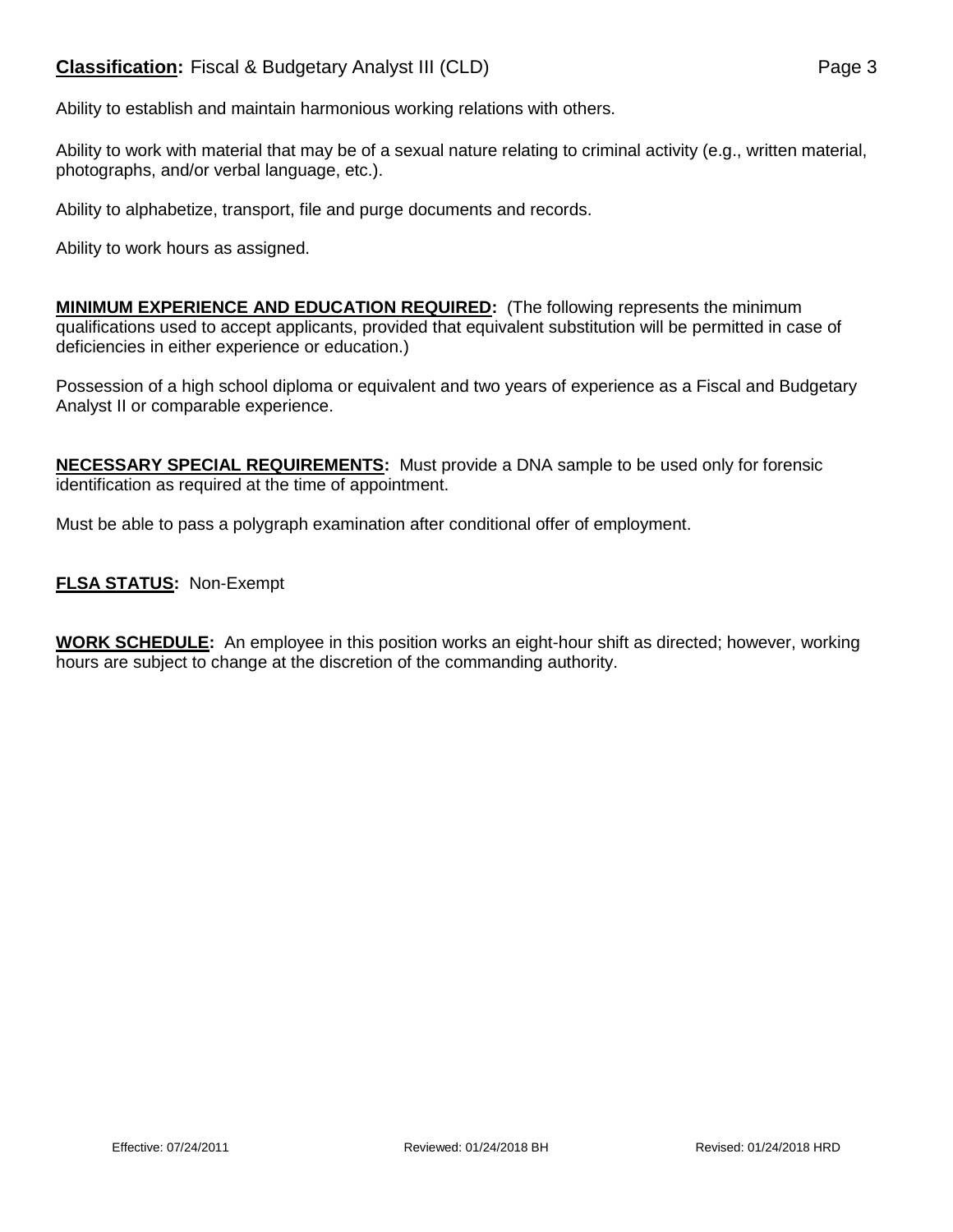Ability to establish and maintain harmonious working relations with others.

Ability to work with material that may be of a sexual nature relating to criminal activity (e.g., written material, photographs, and/or verbal language, etc.).

Ability to alphabetize, transport, file and purge documents and records.

Ability to work hours as assigned.

**MINIMUM EXPERIENCE AND EDUCATION REQUIRED:** (The following represents the minimum qualifications used to accept applicants, provided that equivalent substitution will be permitted in case of deficiencies in either experience or education.)

Possession of a high school diploma or equivalent and two years of experience as a Fiscal and Budgetary Analyst II or comparable experience.

**NECESSARY SPECIAL REQUIREMENTS:** Must provide a DNA sample to be used only for forensic identification as required at the time of appointment.

Must be able to pass a polygraph examination after conditional offer of employment.

**FLSA STATUS:** Non-Exempt

**WORK SCHEDULE:** An employee in this position works an eight-hour shift as directed; however, working hours are subject to change at the discretion of the commanding authority.